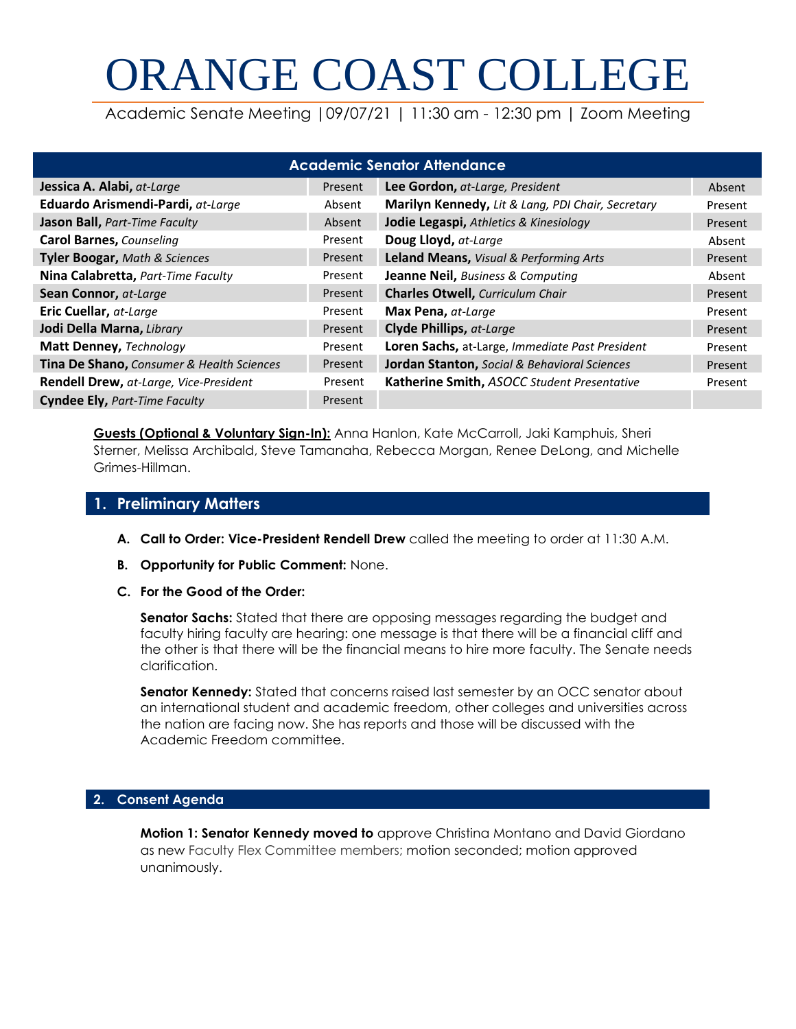# ORANGE COAST COLLEGE

Academic Senate Meeting |09/07/21 | 11:30 am - 12:30 pm | Zoom Meeting

| Academic Senator Attendance | | | |
|---|---|---|---|
| **Jessica A. Alabi,** *at-Large* | Present | **Lee Gordon,** *at-Large, President* | Absent |
| **Eduardo Arismendi-Pardi,** *at-Large* | Absent | **Marilyn Kennedy,** *Lit & Lang, PDI Chair, Secretary* | Present |
| **Jason Ball,** *Part-Time Faculty* | Absent | **Jodie Legaspi,** *Athletics & Kinesiology* | Present |
| **Carol Barnes,** *Counseling* | Present | **Doug Lloyd,** *at-Large* | Absent |
| **Tyler Boogar,** *Math & Sciences* | Present | **Leland Means,** *Visual & Performing Arts* | Present |
| **Nina Calabretta,** *Part-Time Faculty* | Present | **Jeanne Neil,** *Business & Computing* | Absent |
| **Sean Connor,** *at-Large* | Present | **Charles Otwell,** *Curriculum Chair* | Present |
| **Eric Cuellar,** *at-Large* | Present | **Max Pena,** *at-Large* | Present |
| **Jodi Della Marna,** *Library* | Present | **Clyde Phillips,** *at-Large* | Present |
| **Matt Denney,** *Technology* | Present | **Loren Sachs,** at-Large, *Immediate Past President* | Present |
| **Tina De Shano,** *Consumer & Health Sciences* | Present | **Jordan Stanton,** *Social & Behavioral Sciences* | Present |
| **Rendell Drew,** *at-Large, Vice-President* | Present | **Katherine Smith,** *ASOCC Student Presentative* | Present |
| **Cyndee Ely,** *Part-Time Faculty* | Present | | |

**Guests (Optional & Voluntary Sign-In):** Anna Hanlon, Kate McCarroll, Jaki Kamphuis, Sheri Sterner, Melissa Archibald, Steve Tamanaha, Rebecca Morgan, Renee DeLong, and Michelle Grimes-Hillman.

## 1. Preliminary Matters

**A. Call to Order: Vice-President Rendell Drew** called the meeting to order at 11:30 A.M.

**B. Opportunity for Public Comment:** None.

**C. For the Good of the Order:**

**Senator Sachs:** Stated that there are opposing messages regarding the budget and faculty hiring faculty are hearing: one message is that there will be a financial cliff and the other is that there will be the financial means to hire more faculty. The Senate needs clarification.

**Senator Kennedy:** Stated that concerns raised last semester by an OCC senator about an international student and academic freedom, other colleges and universities across the nation are facing now. She has reports and those will be discussed with the Academic Freedom committee.

## 2. Consent Agenda

**Motion 1: Senator Kennedy moved to** approve Christina Montano and David Giordano as new Faculty Flex Committee members; motion seconded; motion approved unanimously.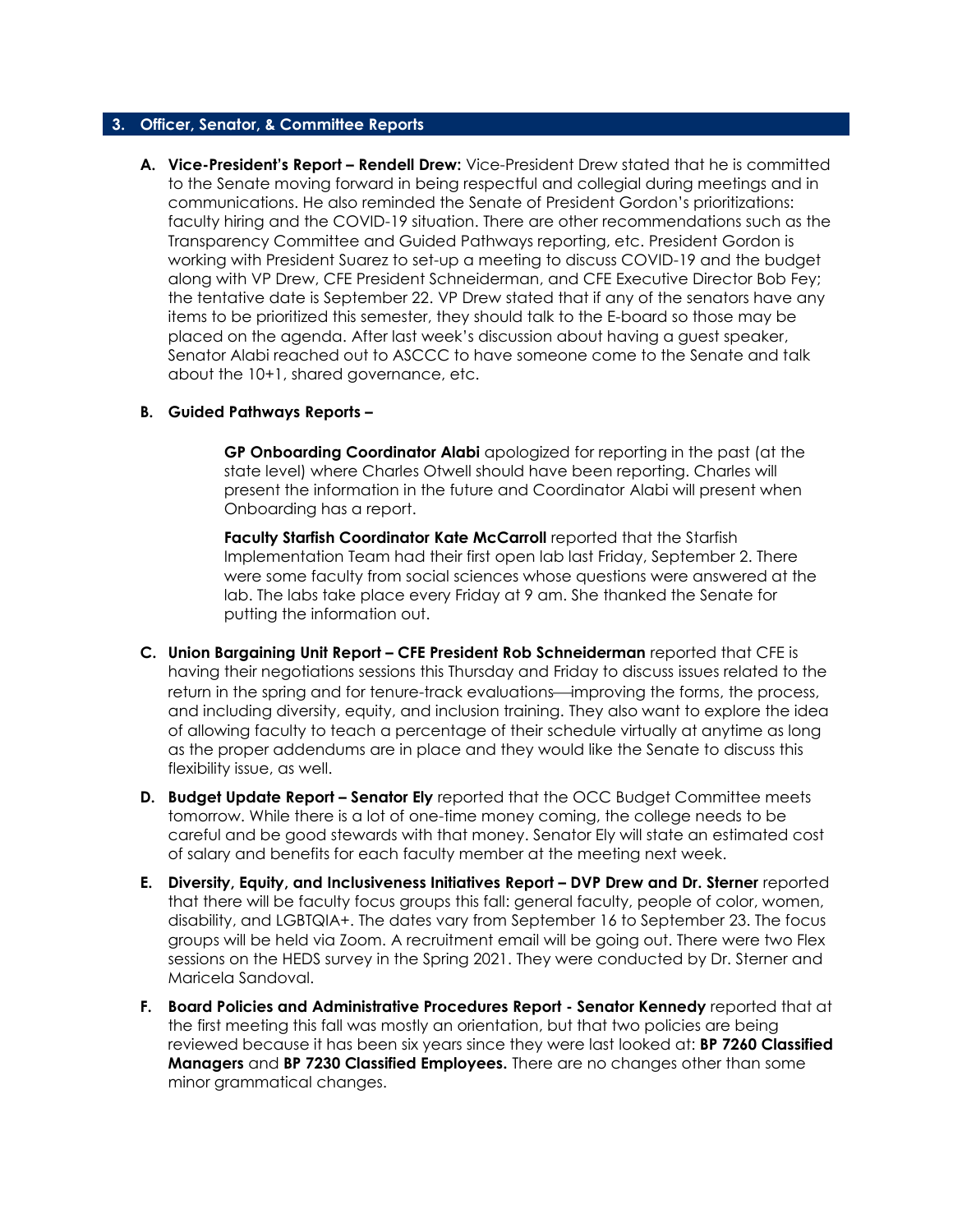## 3. Officer, Senator, & Committee Reports

**A. Vice-President's Report – Rendell Drew:** Vice-President Drew stated that he is committed to the Senate moving forward in being respectful and collegial during meetings and in communications. He also reminded the Senate of President Gordon's prioritizations: faculty hiring and the COVID-19 situation. There are other recommendations such as the Transparency Committee and Guided Pathways reporting, etc. President Gordon is working with President Suarez to set-up a meeting to discuss COVID-19 and the budget along with VP Drew, CFE President Schneiderman, and CFE Executive Director Bob Fey; the tentative date is September 22. VP Drew stated that if any of the senators have any items to be prioritized this semester, they should talk to the E-board so those may be placed on the agenda. After last week's discussion about having a guest speaker, Senator Alabi reached out to ASCCC to have someone come to the Senate and talk about the 10+1, shared governance, etc.

**B. Guided Pathways Reports –**

> **GP Onboarding Coordinator Alabi** apologized for reporting in the past (at the state level) where Charles Otwell should have been reporting. Charles will present the information in the future and Coordinator Alabi will present when Onboarding has a report.
>
> **Faculty Starfish Coordinator Kate McCarroll** reported that the Starfish Implementation Team had their first open lab last Friday, September 2. There were some faculty from social sciences whose questions were answered at the lab. The labs take place every Friday at 9 am. She thanked the Senate for putting the information out.

**C. Union Bargaining Unit Report – CFE President Rob Schneiderman** reported that CFE is having their negotiations sessions this Thursday and Friday to discuss issues related to the return in the spring and for tenure-track evaluations—improving the forms, the process, and including diversity, equity, and inclusion training. They also want to explore the idea of allowing faculty to teach a percentage of their schedule virtually at anytime as long as the proper addendums are in place and they would like the Senate to discuss this flexibility issue, as well.

**D. Budget Update Report – Senator Ely** reported that the OCC Budget Committee meets tomorrow. While there is a lot of one-time money coming, the college needs to be careful and be good stewards with that money. Senator Ely will state an estimated cost of salary and benefits for each faculty member at the meeting next week.

**E. Diversity, Equity, and Inclusiveness Initiatives Report – DVP Drew and Dr. Sterner** reported that there will be faculty focus groups this fall: general faculty, people of color, women, disability, and LGBTQIA+. The dates vary from September 16 to September 23. The focus groups will be held via Zoom. A recruitment email will be going out. There were two Flex sessions on the HEDS survey in the Spring 2021. They were conducted by Dr. Sterner and Maricela Sandoval.

**F. Board Policies and Administrative Procedures Report - Senator Kennedy** reported that at the first meeting this fall was mostly an orientation, but that two policies are being reviewed because it has been six years since they were last looked at: **BP 7260 Classified Managers** and **BP 7230 Classified Employees.** There are no changes other than some minor grammatical changes.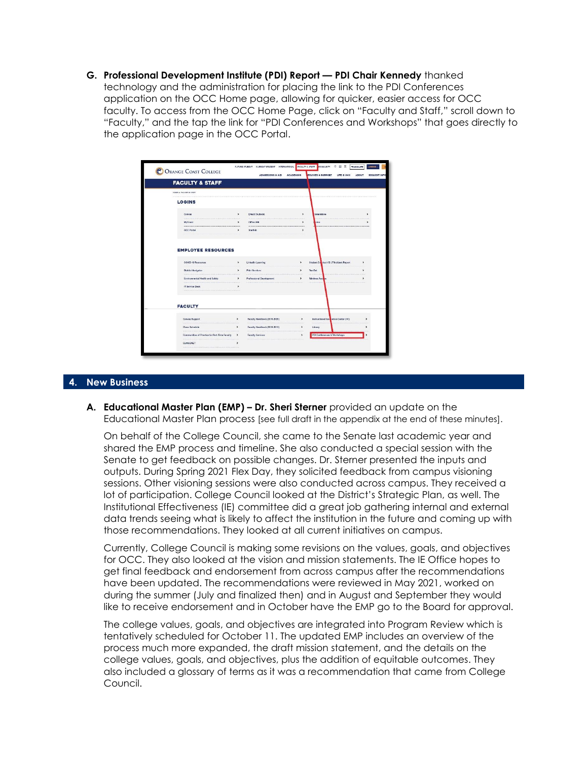G. **Professional Development Institute (PDI) Report — PDI Chair Kennedy** thanked technology and the administration for placing the link to the PDI Conferences application on the OCC Home page, allowing for quicker, easier access for OCC faculty. To access from the OCC Home Page, click on "Faculty and Staff," scroll down to "Faculty," and the tap the link for "PDI Conferences and Workshops" that goes directly to the application page in the OCC Portal.

## 4. New Business

A. **Educational Master Plan (EMP) – Dr. Sheri Sterner** provided an update on the Educational Master Plan process [see full draft in the appendix at the end of these minutes].

On behalf of the College Council, she came to the Senate last academic year and shared the EMP process and timeline. She also conducted a special session with the Senate to get feedback on possible changes. Dr. Sterner presented the inputs and outputs. During Spring 2021 Flex Day, they solicited feedback from campus visioning sessions. Other visioning sessions were also conducted across campus. They received a lot of participation. College Council looked at the District's Strategic Plan, as well. The Institutional Effectiveness (IE) committee did a great job gathering internal and external data trends seeing what is likely to affect the institution in the future and coming up with those recommendations. They looked at all current initiatives on campus.

Currently, College Council is making some revisions on the values, goals, and objectives for OCC. They also looked at the vision and mission statements. The IE Office hopes to get final feedback and endorsement from across campus after the recommendations have been updated. The recommendations were reviewed in May 2021, worked on during the summer (July and finalized then) and in August and September they would like to receive endorsement and in October have the EMP go to the Board for approval.

The college values, goals, and objectives are integrated into Program Review which is tentatively scheduled for October 11. The updated EMP includes an overview of the process much more expanded, the draft mission statement, and the details on the college values, goals, and objectives, plus the addition of equitable outcomes. They also included a glossary of terms as it was a recommendation that came from College Council.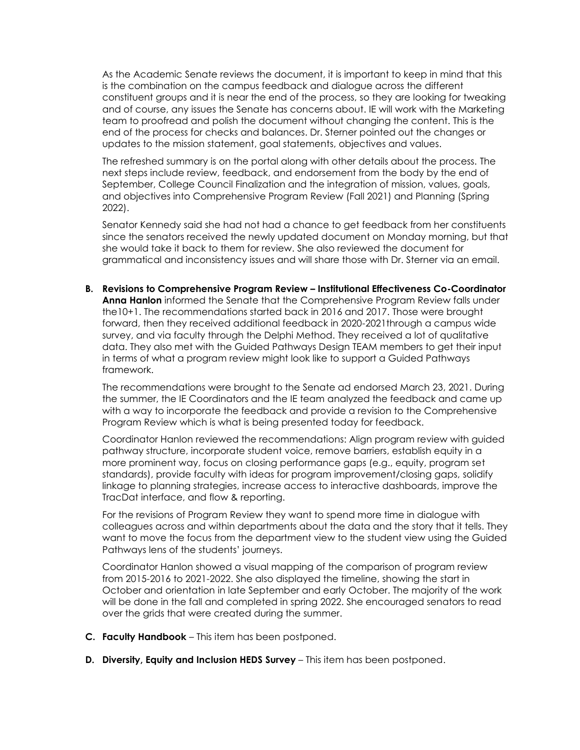As the Academic Senate reviews the document, it is important to keep in mind that this is the combination on the campus feedback and dialogue across the different constituent groups and it is near the end of the process, so they are looking for tweaking and of course, any issues the Senate has concerns about. IE will work with the Marketing team to proofread and polish the document without changing the content. This is the end of the process for checks and balances. Dr. Sterner pointed out the changes or updates to the mission statement, goal statements, objectives and values.

The refreshed summary is on the portal along with other details about the process. The next steps include review, feedback, and endorsement from the body by the end of September, College Council Finalization and the integration of mission, values, goals, and objectives into Comprehensive Program Review (Fall 2021) and Planning (Spring 2022).

Senator Kennedy said she had not had a chance to get feedback from her constituents since the senators received the newly updated document on Monday morning, but that she would take it back to them for review. She also reviewed the document for grammatical and inconsistency issues and will share those with Dr. Sterner via an email.

**B. Revisions to Comprehensive Program Review – Institutional Effectiveness Co-Coordinator Anna Hanlon** informed the Senate that the Comprehensive Program Review falls under the10+1. The recommendations started back in 2016 and 2017. Those were brought forward, then they received additional feedback in 2020-2021through a campus wide survey, and via faculty through the Delphi Method. They received a lot of qualitative data. They also met with the Guided Pathways Design TEAM members to get their input in terms of what a program review might look like to support a Guided Pathways framework.

The recommendations were brought to the Senate ad endorsed March 23, 2021. During the summer, the IE Coordinators and the IE team analyzed the feedback and came up with a way to incorporate the feedback and provide a revision to the Comprehensive Program Review which is what is being presented today for feedback.

Coordinator Hanlon reviewed the recommendations: Align program review with guided pathway structure, incorporate student voice, remove barriers, establish equity in a more prominent way, focus on closing performance gaps (e.g., equity, program set standards), provide faculty with ideas for program improvement/closing gaps, solidify linkage to planning strategies, increase access to interactive dashboards, improve the TracDat interface, and flow & reporting.

For the revisions of Program Review they want to spend more time in dialogue with colleagues across and within departments about the data and the story that it tells. They want to move the focus from the department view to the student view using the Guided Pathways lens of the students' journeys.

Coordinator Hanlon showed a visual mapping of the comparison of program review from 2015-2016 to 2021-2022. She also displayed the timeline, showing the start in October and orientation in late September and early October. The majority of the work will be done in the fall and completed in spring 2022. She encouraged senators to read over the grids that were created during the summer.

**C. Faculty Handbook** – This item has been postponed.

**D. Diversity, Equity and Inclusion HEDS Survey** – This item has been postponed.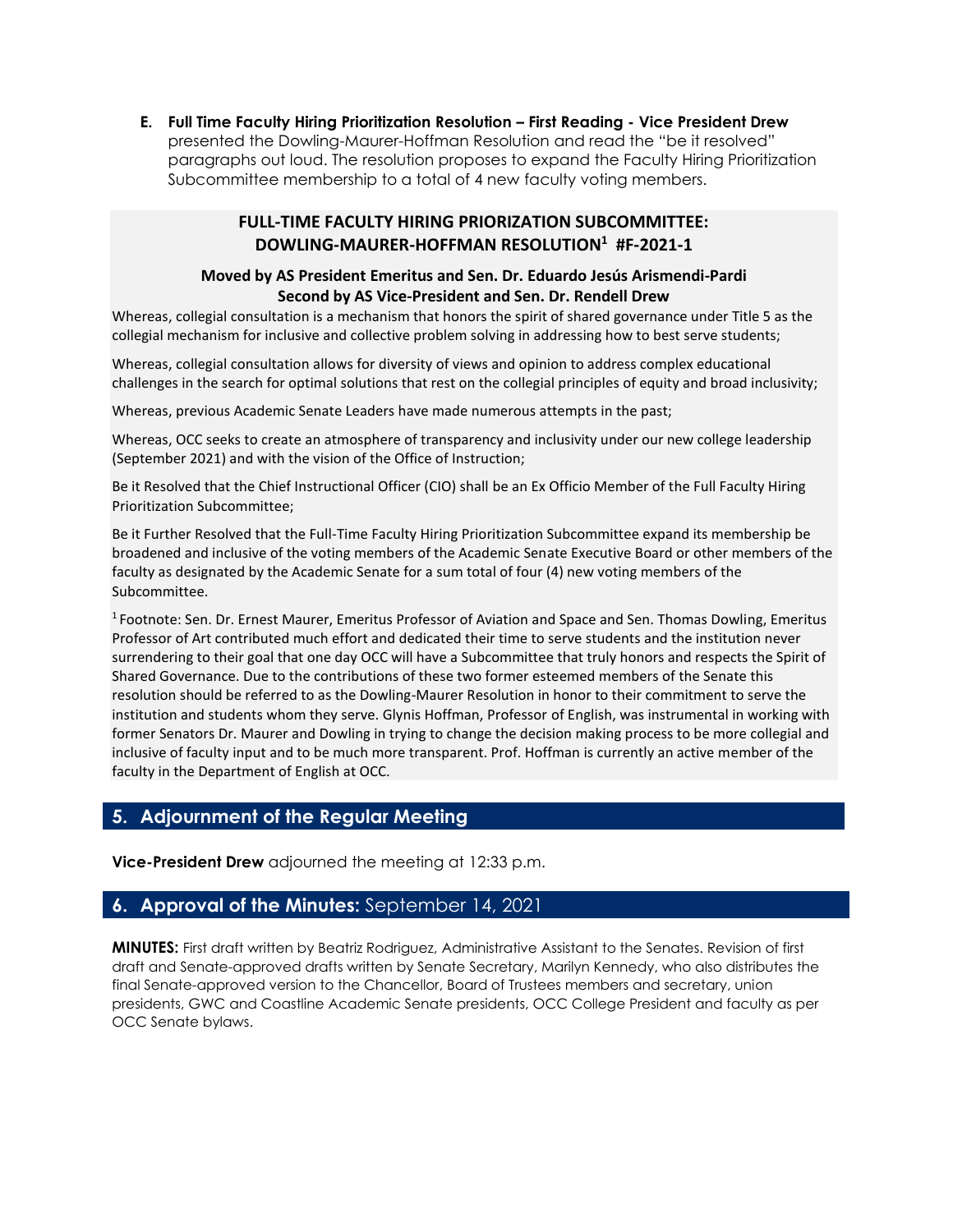**E. Full Time Faculty Hiring Prioritization Resolution – First Reading - Vice President Drew** presented the Dowling-Maurer-Hoffman Resolution and read the "be it resolved" paragraphs out loud. The resolution proposes to expand the Faculty Hiring Prioritization Subcommittee membership to a total of 4 new faculty voting members.

**FULL-TIME FACULTY HIRING PRIORIZATION SUBCOMMITTEE: DOWLING-MAURER-HOFFMAN RESOLUTION[1] #F-2021-1**

**Moved by AS President Emeritus and Sen. Dr. Eduardo Jesús Arismendi-Pardi**
**Second by AS Vice-President and Sen. Dr. Rendell Drew**

Whereas, collegial consultation is a mechanism that honors the spirit of shared governance under Title 5 as the collegial mechanism for inclusive and collective problem solving in addressing how to best serve students;

Whereas, collegial consultation allows for diversity of views and opinion to address complex educational challenges in the search for optimal solutions that rest on the collegial principles of equity and broad inclusivity;

Whereas, previous Academic Senate Leaders have made numerous attempts in the past;

Whereas, OCC seeks to create an atmosphere of transparency and inclusivity under our new college leadership (September 2021) and with the vision of the Office of Instruction;

Be it Resolved that the Chief Instructional Officer (CIO) shall be an Ex Officio Member of the Full Faculty Hiring Prioritization Subcommittee;

Be it Further Resolved that the Full-Time Faculty Hiring Prioritization Subcommittee expand its membership be broadened and inclusive of the voting members of the Academic Senate Executive Board or other members of the faculty as designated by the Academic Senate for a sum total of four (4) new voting members of the Subcommittee.

[1] Footnote: Sen. Dr. Ernest Maurer, Emeritus Professor of Aviation and Space and Sen. Thomas Dowling, Emeritus Professor of Art contributed much effort and dedicated their time to serve students and the institution never surrendering to their goal that one day OCC will have a Subcommittee that truly honors and respects the Spirit of Shared Governance. Due to the contributions of these two former esteemed members of the Senate this resolution should be referred to as the Dowling-Maurer Resolution in honor to their commitment to serve the institution and students whom they serve. Glynis Hoffman, Professor of English, was instrumental in working with former Senators Dr. Maurer and Dowling in trying to change the decision making process to be more collegial and inclusive of faculty input and to be much more transparent. Prof. Hoffman is currently an active member of the faculty in the Department of English at OCC.

## 5. Adjournment of the Regular Meeting

**Vice-President Drew** adjourned the meeting at 12:33 p.m.

## 6. Approval of the Minutes: September 14, 2021

**MINUTES:** First draft written by Beatriz Rodriguez, Administrative Assistant to the Senates. Revision of first draft and Senate-approved drafts written by Senate Secretary, Marilyn Kennedy, who also distributes the final Senate-approved version to the Chancellor, Board of Trustees members and secretary, union presidents, GWC and Coastline Academic Senate presidents, OCC College President and faculty as per OCC Senate bylaws.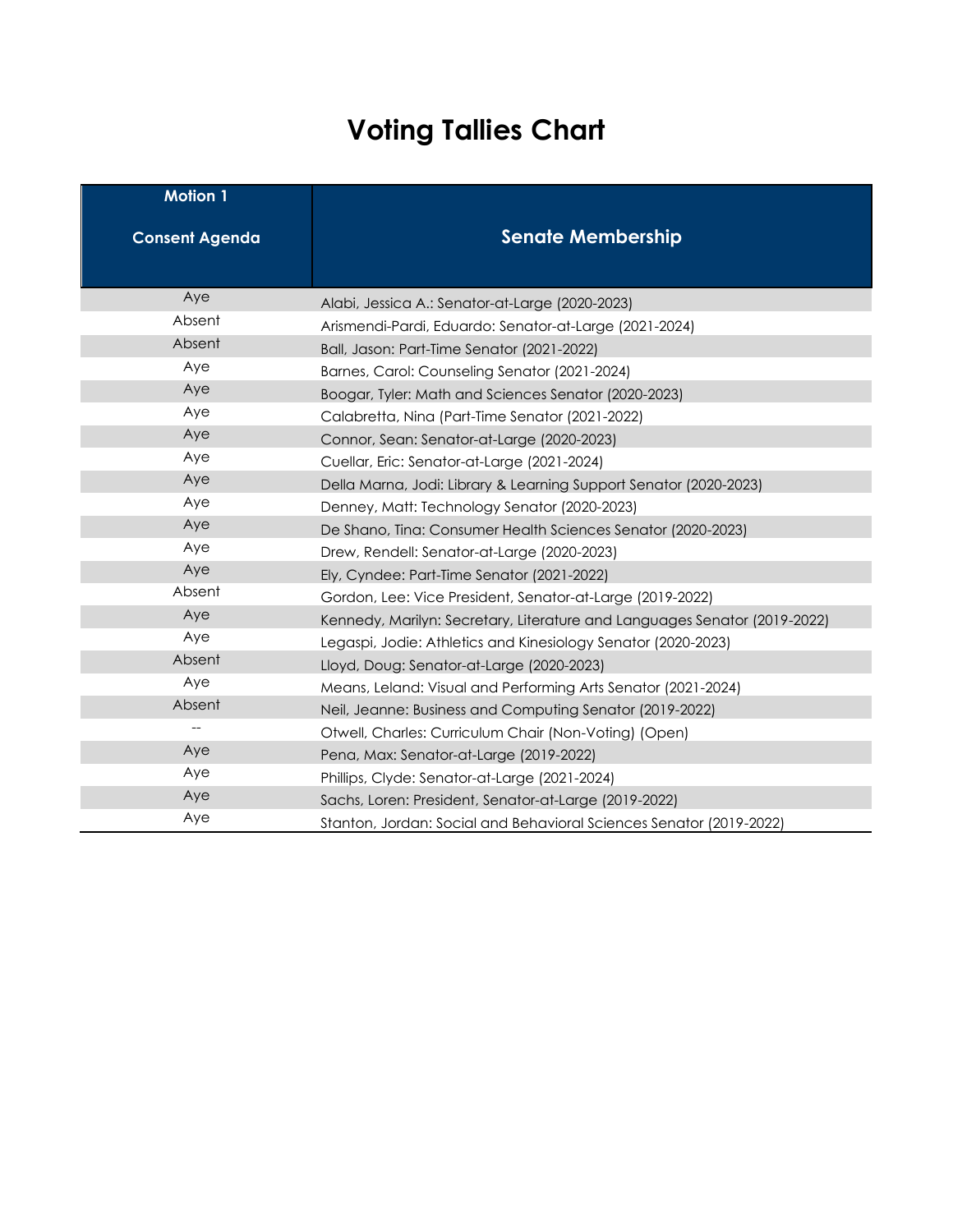# Voting Tallies Chart

| Motion 1<br><br>Consent Agenda | Senate Membership |
|---|---|
| Aye | Alabi, Jessica A.: Senator-at-Large (2020-2023) |
| Absent | Arismendi-Pardi, Eduardo: Senator-at-Large (2021-2024) |
| Absent | Ball, Jason: Part-Time Senator (2021-2022) |
| Aye | Barnes, Carol: Counseling Senator (2021-2024) |
| Aye | Boogar, Tyler: Math and Sciences Senator (2020-2023) |
| Aye | Calabretta, Nina (Part-Time Senator (2021-2022) |
| Aye | Connor, Sean: Senator-at-Large (2020-2023) |
| Aye | Cuellar, Eric: Senator-at-Large (2021-2024) |
| Aye | Della Marna, Jodi: Library & Learning Support Senator (2020-2023) |
| Aye | Denney, Matt: Technology Senator (2020-2023) |
| Aye | De Shano, Tina: Consumer Health Sciences Senator (2020-2023) |
| Aye | Drew, Rendell: Senator-at-Large (2020-2023) |
| Aye | Ely, Cyndee: Part-Time Senator (2021-2022) |
| Absent | Gordon, Lee: Vice President, Senator-at-Large (2019-2022) |
| Aye | Kennedy, Marilyn: Secretary, Literature and Languages Senator (2019-2022) |
| Aye | Legaspi, Jodie: Athletics and Kinesiology Senator (2020-2023) |
| Absent | Lloyd, Doug: Senator-at-Large (2020-2023) |
| Aye | Means, Leland: Visual and Performing Arts Senator (2021-2024) |
| Absent | Neil, Jeanne: Business and Computing Senator (2019-2022) |
| -- | Otwell, Charles: Curriculum Chair (Non-Voting) (Open) |
| Aye | Pena, Max: Senator-at-Large (2019-2022) |
| Aye | Phillips, Clyde: Senator-at-Large (2021-2024) |
| Aye | Sachs, Loren: President, Senator-at-Large (2019-2022) |
| Aye | Stanton, Jordan: Social and Behavioral Sciences Senator (2019-2022) |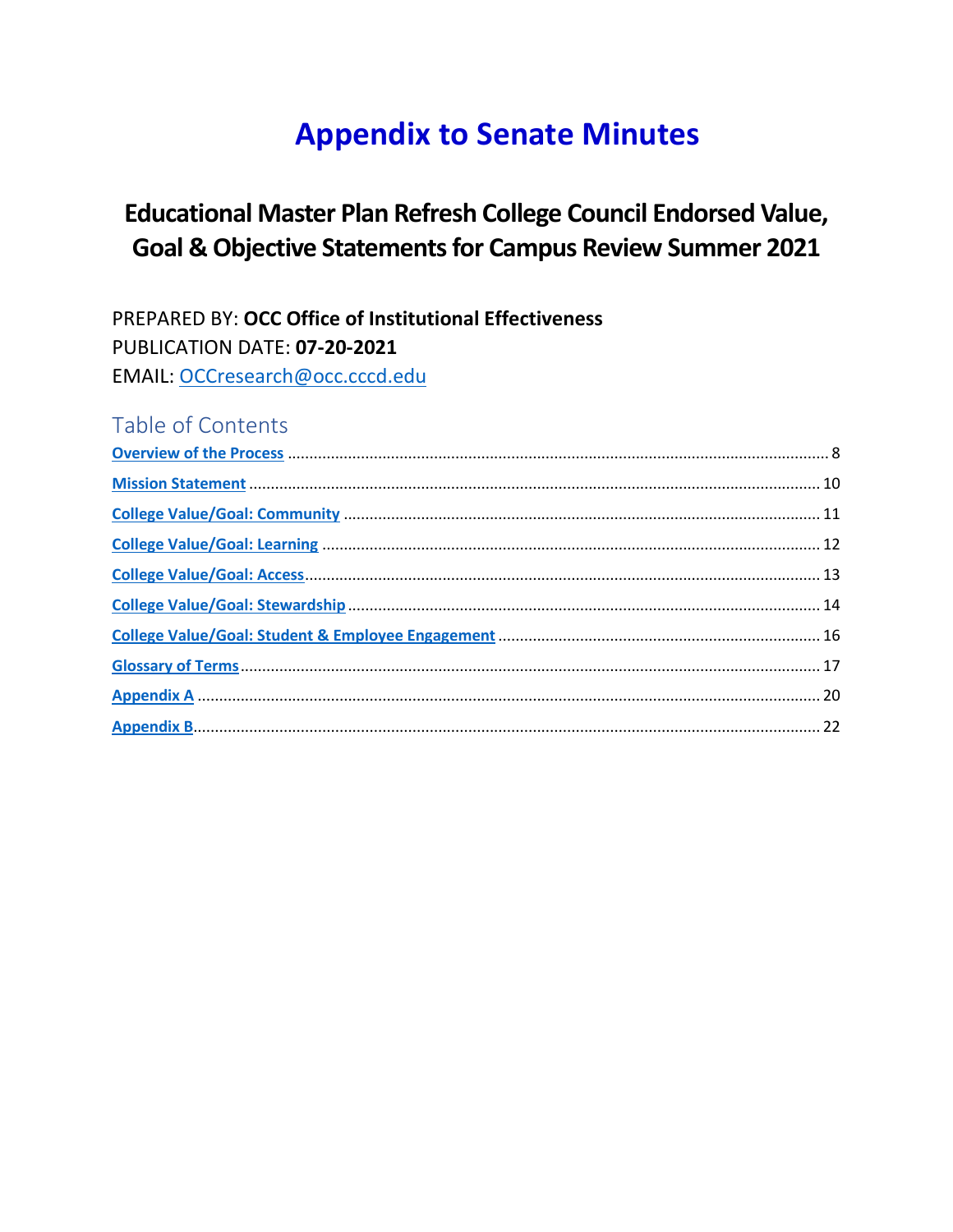# Appendix to Senate Minutes

## Educational Master Plan Refresh College Council Endorsed Value, Goal & Objective Statements for Campus Review Summer 2021

PREPARED BY: **OCC Office of Institutional Effectiveness**
PUBLICATION DATE: **07-20-2021**
EMAIL: OCCresearch@occ.cccd.edu

### Table of Contents

- Overview of the Process ........ 8
- Mission Statement ........ 10
- College Value/Goal: Community ........ 11
- College Value/Goal: Learning ........ 12
- College Value/Goal: Access ........ 13
- College Value/Goal: Stewardship ........ 14
- College Value/Goal: Student & Employee Engagement ........ 16
- Glossary of Terms ........ 17
- Appendix A ........ 20
- Appendix B ........ 22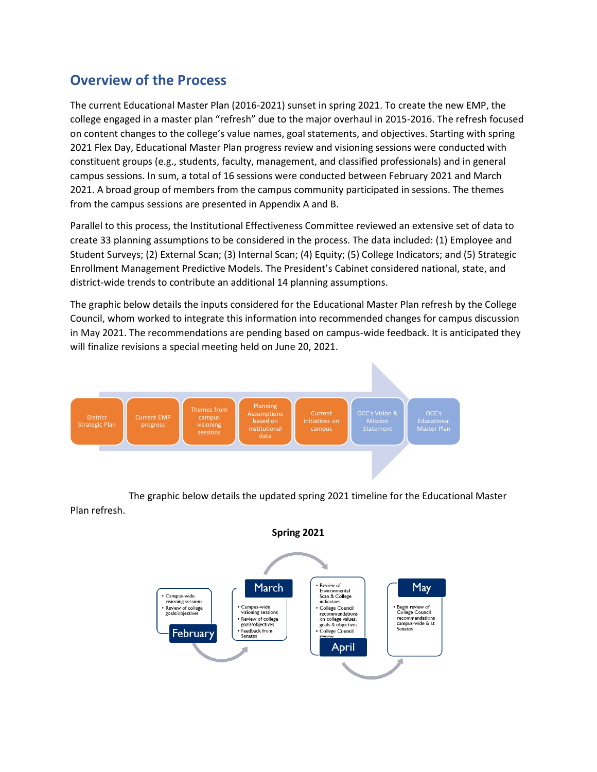## Overview of the Process

The current Educational Master Plan (2016-2021) sunset in spring 2021. To create the new EMP, the college engaged in a master plan "refresh" due to the major overhaul in 2015-2016. The refresh focused on content changes to the college's value names, goal statements, and objectives. Starting with spring 2021 Flex Day, Educational Master Plan progress review and visioning sessions were conducted with constituent groups (e.g., students, faculty, management, and classified professionals) and in general campus sessions. In sum, a total of 16 sessions were conducted between February 2021 and March 2021. A broad group of members from the campus community participated in sessions. The themes from the campus sessions are presented in Appendix A and B.

Parallel to this process, the Institutional Effectiveness Committee reviewed an extensive set of data to create 33 planning assumptions to be considered in the process. The data included: (1) Employee and Student Surveys; (2) External Scan; (3) Internal Scan; (4) Equity; (5) College Indicators; and (5) Strategic Enrollment Management Predictive Models. The President's Cabinet considered national, state, and district-wide trends to contribute an additional 14 planning assumptions.

The graphic below details the inputs considered for the Educational Master Plan refresh by the College Council, whom worked to integrate this information into recommended changes for campus discussion in May 2021. The recommendations are pending based on campus-wide feedback. It is anticipated they will finalize revisions a special meeting held on June 20, 2021.

District Strategic Plan

Current EMP progress

Themes from campus visioning sessions

Planning Assumptions based on institutional data

Current initiatives on campus

OCC's Vision & Mission Statement

OCC's Educational Master Plan

The graphic below details the updated spring 2021 timeline for the Educational Master Plan refresh.

**Spring 2021**

February
- Campus-wide visioning sessions
- Review of college goals/objectives

March
- Campus-wide visioning sessions
- Review of college goals/objectives
- Feedback from Senates

April
- Review of Environmental Scan & College indicators
- College Council recommendations on college values, goals & objectives
- College Council review

May
- Begin review of College Council recommendations campus-wide & at Senates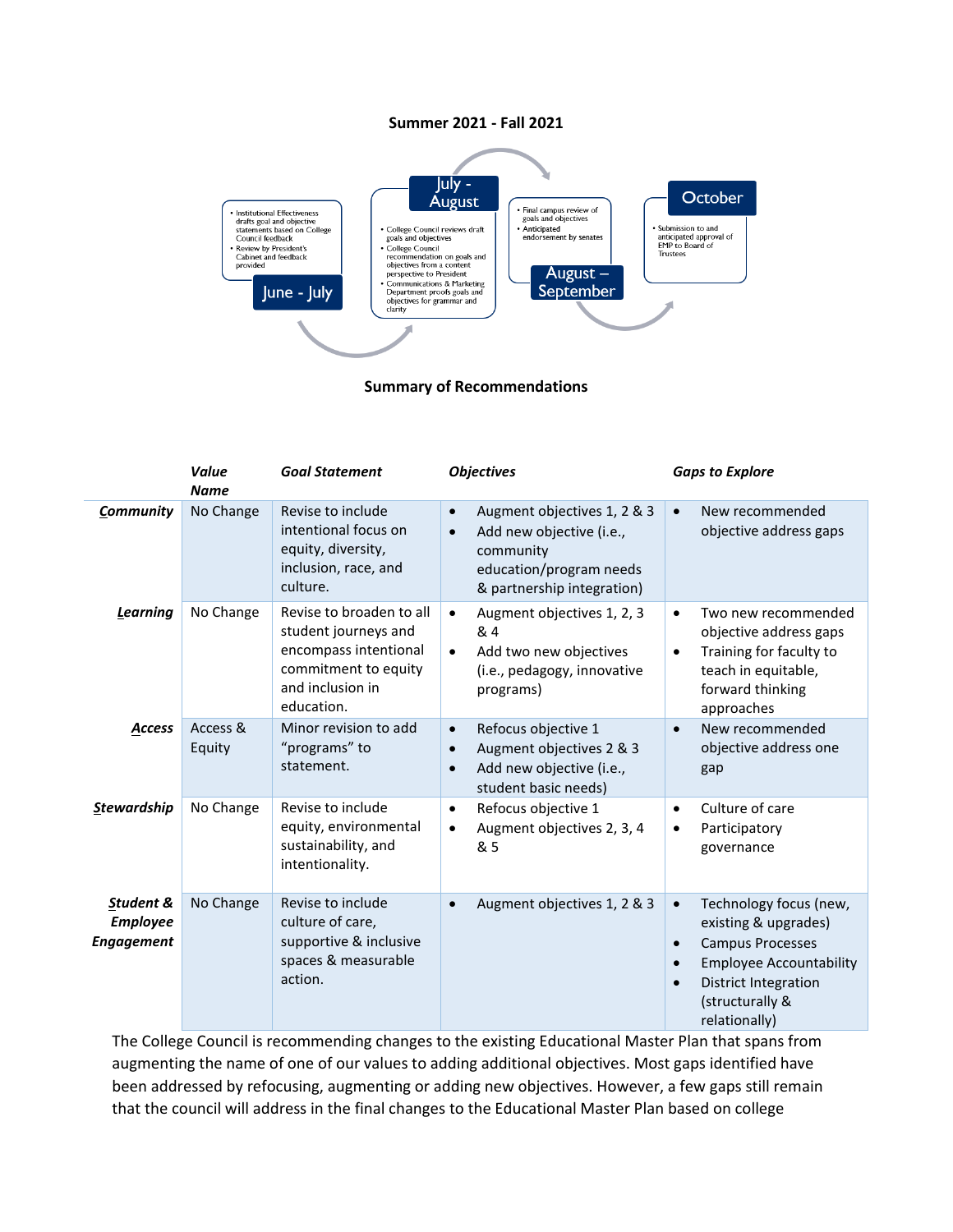**Summer 2021 - Fall 2021**

June - July
- Institutional Effectiveness drafts goal and objective statements based on College Council feedback
- Review by President's Cabinet and feedback provided

July - August
- College Council reviews draft goals and objectives
- College Council recommendation on goals and objectives from a content perspective to President
- Communications & Marketing Department proofs goals and objectives for grammar and clarity

August – September
- Final campus review of goals and objectives
- Anticipated endorsement by senates

October
- Submission to and anticipated approval of EMP to Board of Trustees

**Summary of Recommendations**

| | *Value Name* | *Goal Statement* | *Objectives* | *Gaps to Explore* |
|---|---|---|---|---|
| ***Community*** | No Change | Revise to include intentional focus on equity, diversity, inclusion, race, and culture. | • Augment objectives 1, 2 & 3<br>• Add new objective (i.e., community education/program needs & partnership integration) | • New recommended objective address gaps |
| ***Learning*** | No Change | Revise to broaden to all student journeys and encompass intentional commitment to equity and inclusion in education. | • Augment objectives 1, 2, 3 & 4<br>• Add two new objectives (i.e., pedagogy, innovative programs) | • Two new recommended objective address gaps<br>• Training for faculty to teach in equitable, forward thinking approaches |
| ***Access*** | Access & Equity | Minor revision to add "programs" to statement. | • Refocus objective 1<br>• Augment objectives 2 & 3<br>• Add new objective (i.e., student basic needs) | • New recommended objective address one gap |
| ***Stewardship*** | No Change | Revise to include equity, environmental sustainability, and intentionality. | • Refocus objective 1<br>• Augment objectives 2, 3, 4 & 5 | • Culture of care<br>• Participatory governance |
| ***Student & Employee Engagement*** | No Change | Revise to include culture of care, supportive & inclusive spaces & measurable action. | • Augment objectives 1, 2 & 3 | • Technology focus (new, existing & upgrades)<br>• Campus Processes<br>• Employee Accountability<br>• District Integration (structurally & relationally) |

The College Council is recommending changes to the existing Educational Master Plan that spans from augmenting the name of one of our values to adding additional objectives. Most gaps identified have been addressed by refocusing, augmenting or adding new objectives. However, a few gaps still remain that the council will address in the final changes to the Educational Master Plan based on college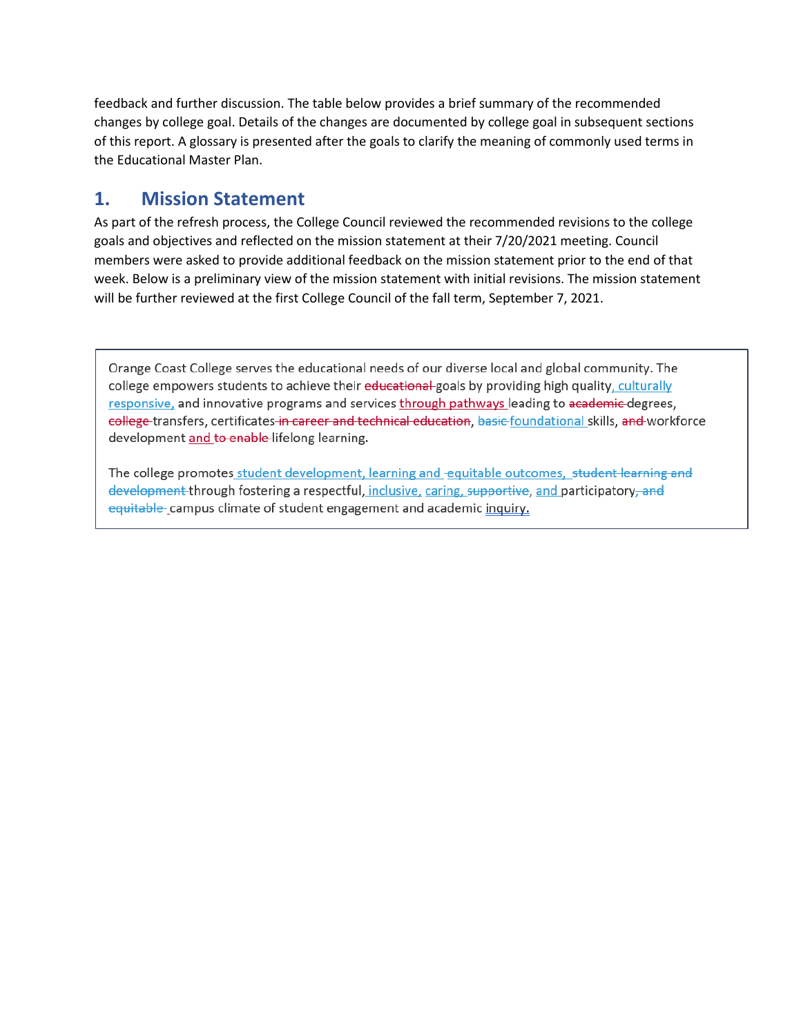feedback and further discussion. The table below provides a brief summary of the recommended changes by college goal. Details of the changes are documented by college goal in subsequent sections of this report. A glossary is presented after the goals to clarify the meaning of commonly used terms in the Educational Master Plan.

## 1. Mission Statement

As part of the refresh process, the College Council reviewed the recommended revisions to the college goals and objectives and reflected on the mission statement at their 7/20/2021 meeting. Council members were asked to provide additional feedback on the mission statement prior to the end of that week. Below is a preliminary view of the mission statement with initial revisions. The mission statement will be further reviewed at the first College Council of the fall term, September 7, 2021.

> Orange Coast College serves the educational needs of our diverse local and global community. The college empowers students to achieve their ~~educational~~ goals by providing high quality, culturally responsive, and innovative programs and services through pathways leading to ~~academic~~ degrees, ~~college~~ transfers, certificates ~~in career and technical education~~, ~~basic~~ foundational skills, ~~and~~ workforce development and ~~to enable~~ lifelong learning.
>
> The college promotes student development, learning and equitable outcomes, ~~student learning and development~~ through fostering a respectful, inclusive, caring, ~~supportive~~, and participatory~~, and equitable~~ campus climate of student engagement and academic inquiry.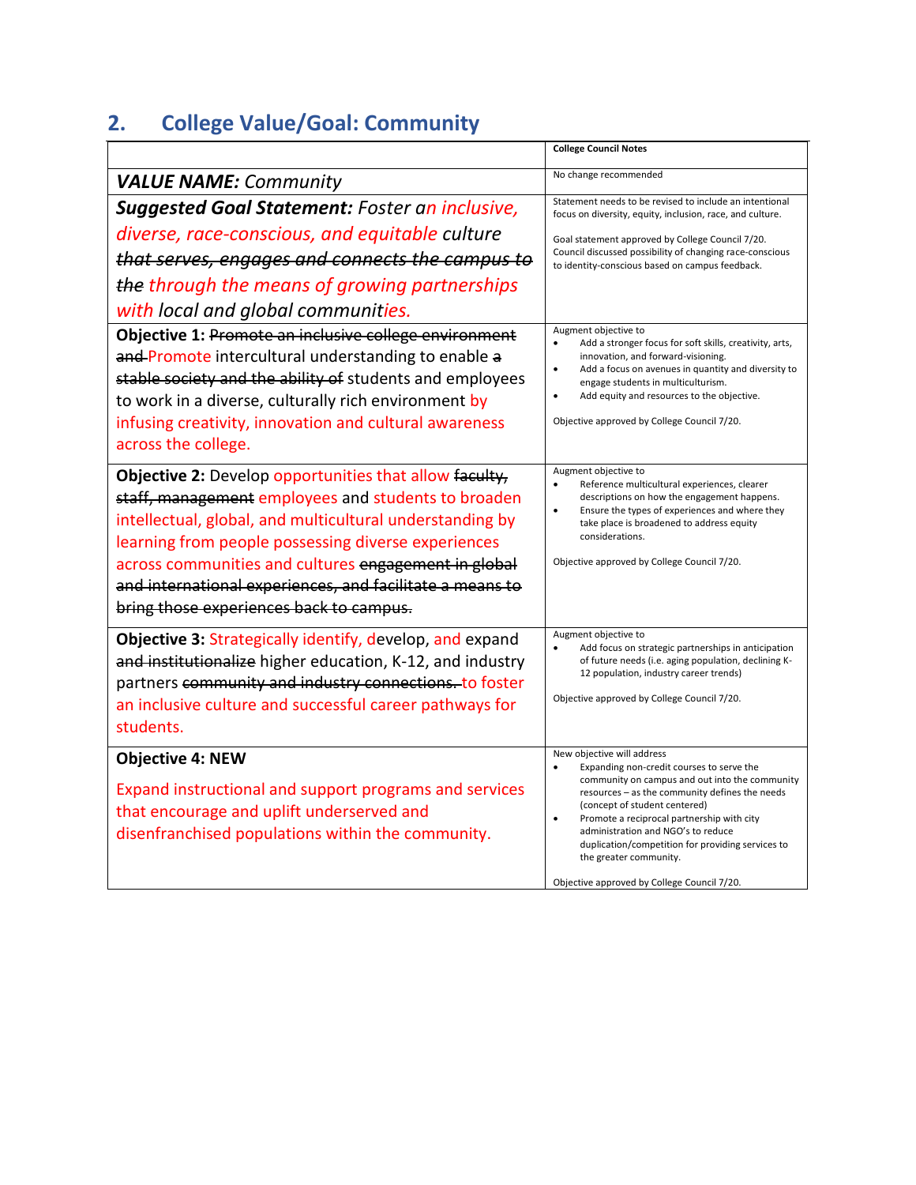## 2. College Value/Goal: Community

| | College Council Notes |
|---|---|
| ***VALUE NAME:*** *Community* | No change recommended |
| ***Suggested Goal Statement:*** *Foster an inclusive, diverse, race-conscious, and equitable culture ~~that serves, engages and connects the campus to the~~ through the means of growing partnerships with local and global communities.* | Statement needs to be revised to include an intentional focus on diversity, equity, inclusion, race, and culture.<br><br>Goal statement approved by College Council 7/20. Council discussed possibility of changing race-conscious to identity-conscious based on campus feedback. |
| **Objective 1:** ~~Promote an inclusive college environment and~~ Promote intercultural understanding to enable ~~a stable society and the ability of~~ students and employees to work in a diverse, culturally rich environment by infusing creativity, innovation and cultural awareness across the college. | Augment objective to<br>• Add a stronger focus for soft skills, creativity, arts, innovation, and forward-visioning.<br>• Add a focus on avenues in quantity and diversity to engage students in multiculturism.<br>• Add equity and resources to the objective.<br><br>Objective approved by College Council 7/20. |
| **Objective 2:** Develop opportunities that allow ~~faculty, staff, management~~ employees and students to broaden intellectual, global, and multicultural understanding by learning from people possessing diverse experiences across communities and cultures ~~engagement in global and international experiences, and facilitate a means to bring those experiences back to campus.~~ | Augment objective to<br>• Reference multicultural experiences, clearer descriptions on how the engagement happens.<br>• Ensure the types of experiences and where they take place is broadened to address equity considerations.<br><br>Objective approved by College Council 7/20. |
| **Objective 3:** Strategically identify, develop, and expand ~~and institutionalize~~ higher education, K-12, and industry partners ~~community and industry connections.~~ to foster an inclusive culture and successful career pathways for students. | Augment objective to<br>• Add focus on strategic partnerships in anticipation of future needs (i.e. aging population, declining K-12 population, industry career trends)<br><br>Objective approved by College Council 7/20. |
| **Objective 4: NEW**<br><br>Expand instructional and support programs and services that encourage and uplift underserved and disenfranchised populations within the community. | New objective will address<br>• Expanding non-credit courses to serve the community on campus and out into the community resources – as the community defines the needs (concept of student centered)<br>• Promote a reciprocal partnership with city administration and NGO's to reduce duplication/competition for providing services to the greater community.<br><br>Objective approved by College Council 7/20. |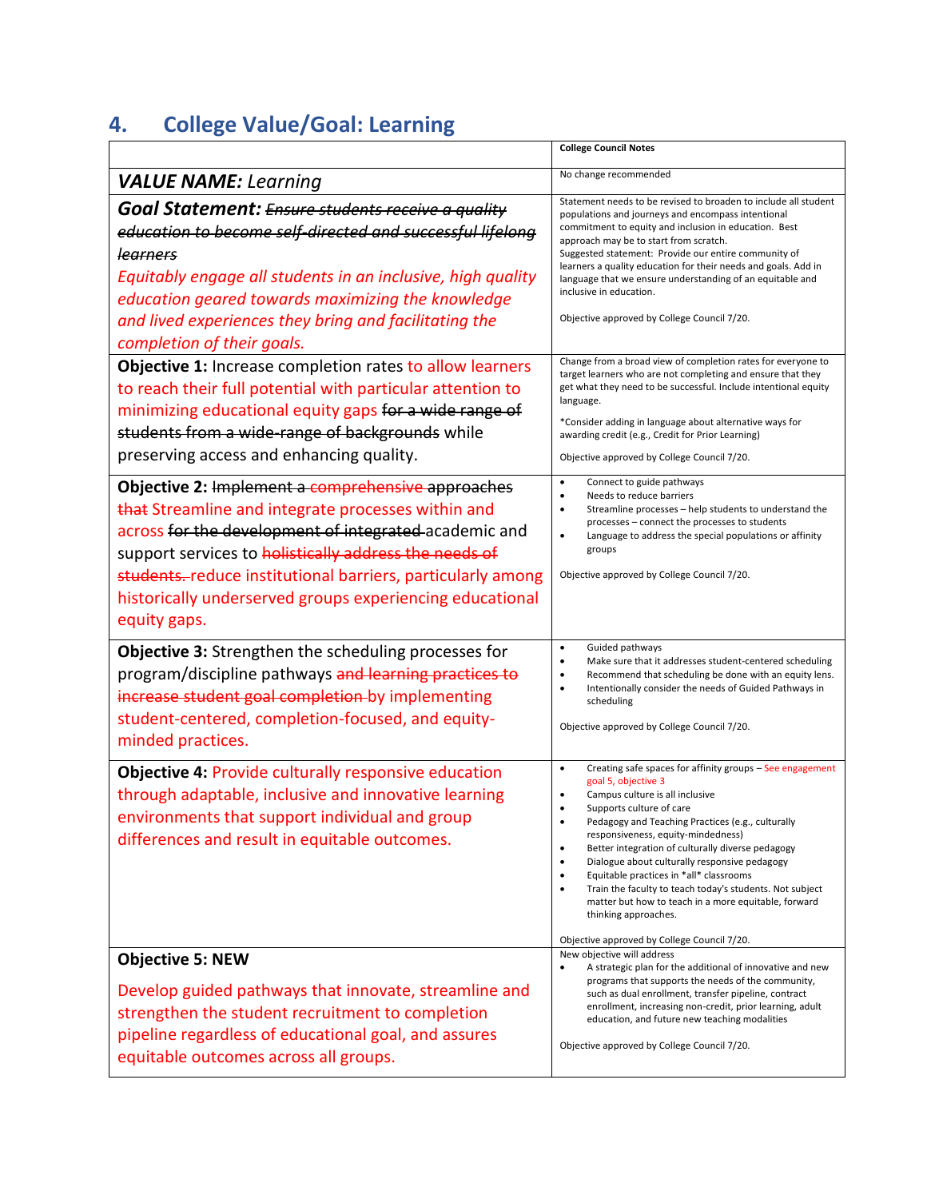## 4. College Value/Goal: Learning

| | College Council Notes |
|---|---|
| ***VALUE NAME:*** *Learning* | No change recommended |
| ***Goal Statement:*** ~~*Ensure students receive a quality education to become self-directed and successful lifelong learners*~~ *Equitably engage all students in an inclusive, high quality education geared towards maximizing the knowledge and lived experiences they bring and facilitating the completion of their goals.* | Statement needs to be revised to broaden to include all student populations and journeys and encompass intentional commitment to equity and inclusion in education. Best approach may be to start from scratch. Suggested statement: Provide our entire community of learners a quality education for their needs and goals. Add in language that we ensure understanding of an equitable and inclusive in education. <br><br> Objective approved by College Council 7/20. |
| **Objective 1:** Increase completion rates to allow learners to reach their full potential with particular attention to minimizing educational equity gaps ~~for a wide range of students from a wide-range of backgrounds~~ while preserving access and enhancing quality. | Change from a broad view of completion rates for everyone to target learners who are not completing and ensure that they get what they need to be successful. Include intentional equity language. <br><br> *Consider adding in language about alternative ways for awarding credit (e.g., Credit for Prior Learning) <br><br> Objective approved by College Council 7/20. |
| **Objective 2:** ~~Implement a~~ ~~comprehensive~~ ~~approaches~~ ~~that~~ Streamline and integrate processes within and across ~~for the development of integrated~~ academic and support services to ~~holistically address the needs of students.~~ reduce institutional barriers, particularly among historically underserved groups experiencing educational equity gaps. | • Connect to guide pathways <br> • Needs to reduce barriers <br> • Streamline processes – help students to understand the processes – connect the processes to students <br> • Language to address the special populations or affinity groups <br><br> Objective approved by College Council 7/20. |
| **Objective 3:** Strengthen the scheduling processes for program/discipline pathways ~~and learning practices to increase student goal completion~~ by implementing student-centered, completion-focused, and equity-minded practices. | • Guided pathways <br> • Make sure that it addresses student-centered scheduling <br> • Recommend that scheduling be done with an equity lens. <br> • Intentionally consider the needs of Guided Pathways in scheduling <br><br> Objective approved by College Council 7/20. |
| **Objective 4:** Provide culturally responsive education through adaptable, inclusive and innovative learning environments that support individual and group differences and result in equitable outcomes. | • Creating safe spaces for affinity groups – See engagement goal 5, objective 3 <br> • Campus culture is all inclusive <br> • Supports culture of care <br> • Pedagogy and Teaching Practices (e.g., culturally responsiveness, equity-mindedness) <br> • Better integration of culturally diverse pedagogy <br> • Dialogue about culturally responsive pedagogy <br> • Equitable practices in *all* classrooms <br> • Train the faculty to teach today's students. Not subject matter but how to teach in a more equitable, forward thinking approaches. <br><br> Objective approved by College Council 7/20. |
| **Objective 5: NEW** <br><br> Develop guided pathways that innovate, streamline and strengthen the student recruitment to completion pipeline regardless of educational goal, and assures equitable outcomes across all groups. | New objective will address <br> • A strategic plan for the additional of innovative and new programs that supports the needs of the community, such as dual enrollment, transfer pipeline, contract enrollment, increasing non-credit, prior learning, adult education, and future new teaching modalities <br><br> Objective approved by College Council 7/20. |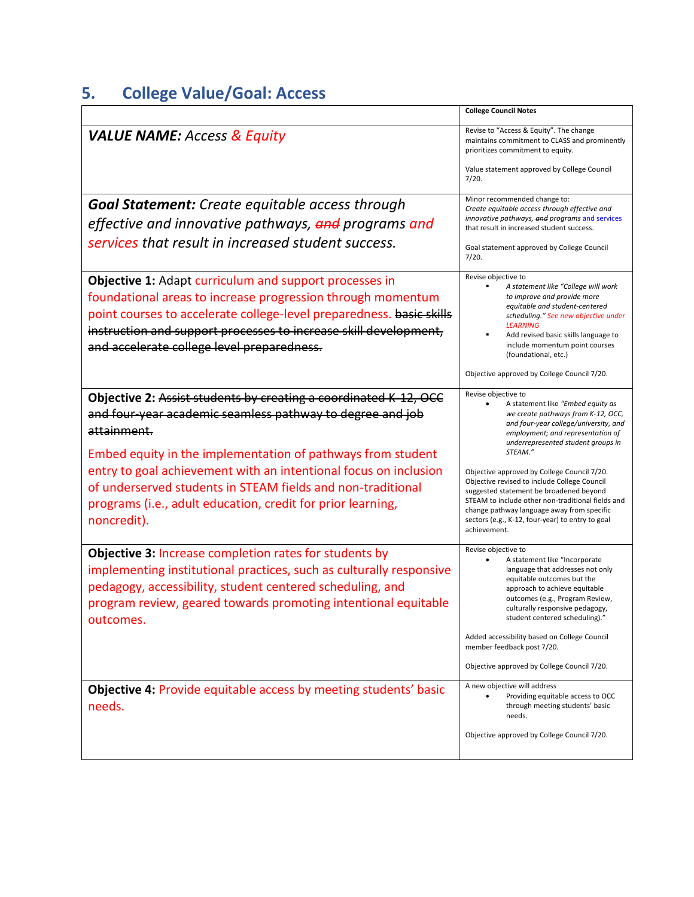## 5. College Value/Goal: Access

| | College Council Notes |
|---|---|
| ***VALUE NAME:*** *Access & Equity* | Revise to "Access & Equity". The change maintains commitment to CLASS and prominently prioritizes commitment to equity.<br><br>Value statement approved by College Council 7/20. |
| ***Goal Statement:*** *Create equitable access through effective and innovative pathways, ~~and~~ programs and services that result in increased student success.* | Minor recommended change to: *Create equitable access through effective and innovative pathways, ~~and~~ programs* and services that result in increased student success.<br><br>Goal statement approved by College Council 7/20. |
| **Objective 1:** Adapt curriculum and support processes in foundational areas to increase progression through momentum point courses to accelerate college-level preparedness. ~~basic skills instruction and support processes to increase skill development, and accelerate college level preparedness.~~ | Revise objective to<br>▪ *A statement like "College will work to improve and provide more equitable and student-centered scheduling." See new objective under LEARNING*<br>▪ Add revised basic skills language to include momentum point courses (foundational, etc.)<br><br>Objective approved by College Council 7/20. |
| **Objective 2:** ~~Assist students by creating a coordinated K-12, OCC and four-year academic seamless pathway to degree and job attainment.~~<br><br>Embed equity in the implementation of pathways from student entry to goal achievement with an intentional focus on inclusion of underserved students in STEAM fields and non-traditional programs (i.e., adult education, credit for prior learning, noncredit). | Revise objective to<br>• A statement like *"Embed equity as we create pathways from K-12, OCC, and four-year college/university, and employment; and representation of underrepresented student groups in STEAM."*<br><br>Objective approved by College Council 7/20. Objective revised to include College Council suggested statement be broadened beyond STEAM to include other non-traditional fields and change pathway language away from specific sectors (e.g., K-12, four-year) to entry to goal achievement. |
| **Objective 3:** Increase completion rates for students by implementing institutional practices, such as culturally responsive pedagogy, accessibility, student centered scheduling, and program review, geared towards promoting intentional equitable outcomes. | Revise objective to<br>• A statement like "Incorporate language that addresses not only equitable outcomes but the approach to achieve equitable outcomes (e.g., Program Review, culturally responsive pedagogy, student centered scheduling)."<br><br>Added accessibility based on College Council member feedback post 7/20.<br><br>Objective approved by College Council 7/20. |
| **Objective 4:** Provide equitable access by meeting students' basic needs. | A new objective will address<br>• Providing equitable access to OCC through meeting students' basic needs.<br><br>Objective approved by College Council 7/20. |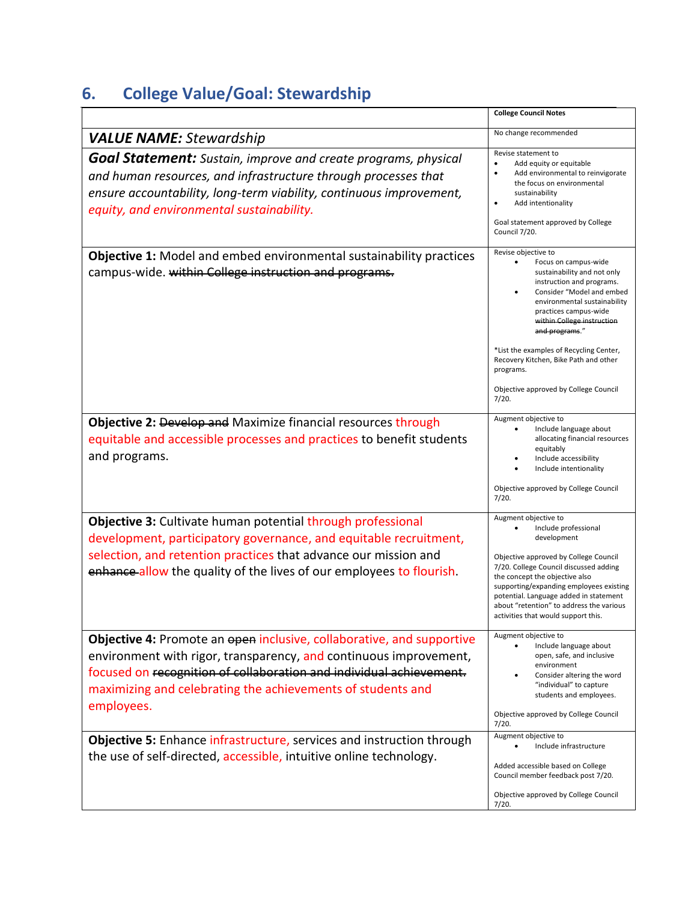## 6. College Value/Goal: Stewardship

| | College Council Notes |
|---|---|
| ***VALUE NAME:*** *Stewardship* | No change recommended |
| ***Goal Statement:*** *Sustain, improve and create programs, physical and human resources, and infrastructure through processes that ensure accountability, long-term viability, continuous improvement, equity, and environmental sustainability.* | Revise statement to<br>• Add equity or equitable<br>• Add environmental to reinvigorate the focus on environmental sustainability<br>• Add intentionality<br><br>Goal statement approved by College Council 7/20. |
| **Objective 1:** Model and embed environmental sustainability practices campus-wide. ~~within College instruction and programs.~~ | Revise objective to<br>• Focus on campus-wide sustainability and not only instruction and programs.<br>• Consider "Model and embed environmental sustainability practices campus-wide ~~within College instruction and programs.~~"<br><br>*List the examples of Recycling Center, Recovery Kitchen, Bike Path and other programs.<br><br>Objective approved by College Council 7/20. |
| **Objective 2:** ~~Develop and~~ Maximize financial resources through equitable and accessible processes and practices to benefit students and programs. | Augment objective to<br>• Include language about allocating financial resources equitably<br>• Include accessibility<br>• Include intentionality<br><br>Objective approved by College Council 7/20. |
| **Objective 3:** Cultivate human potential through professional development, participatory governance, and equitable recruitment, selection, and retention practices that advance our mission and ~~enhance~~ allow the quality of the lives of our employees to flourish. | Augment objective to<br>• Include professional development<br><br>Objective approved by College Council 7/20. College Council discussed adding the concept the objective also supporting/expanding employees existing potential. Language added in statement about "retention" to address the various activities that would support this. |
| **Objective 4:** Promote an ~~open~~ inclusive, collaborative, and supportive environment with rigor, transparency, and continuous improvement, focused on ~~recognition of collaboration and individual achievement.~~ maximizing and celebrating the achievements of students and employees. | Augment objective to<br>• Include language about open, safe, and inclusive environment<br>• Consider altering the word "individual" to capture students and employees.<br><br>Objective approved by College Council 7/20. |
| **Objective 5:** Enhance infrastructure, services and instruction through the use of self-directed, accessible, intuitive online technology. | Augment objective to<br>• Include infrastructure<br><br>Added accessible based on College Council member feedback post 7/20.<br><br>Objective approved by College Council 7/20. |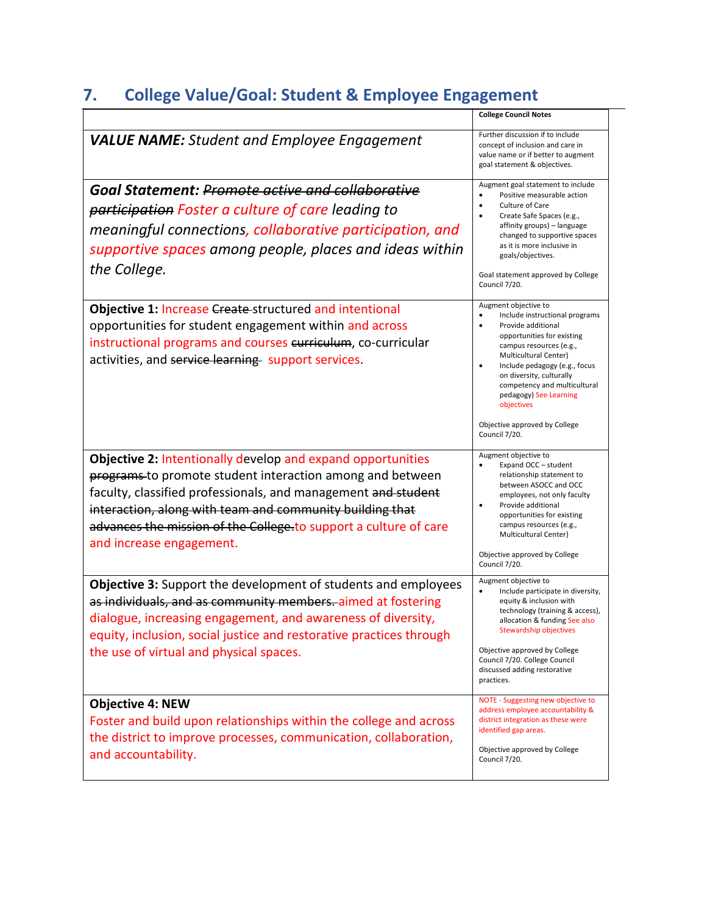## 7. College Value/Goal: Student & Employee Engagement

| | College Council Notes |
|---|---|
| ***VALUE NAME:*** *Student and Employee Engagement* | Further discussion if to include concept of inclusion and care in value name or if better to augment goal statement & objectives. |
| ***Goal Statement:*** *~~Promote active and collaborative participation~~ Foster a culture of care leading to meaningful connections, collaborative participation, and supportive spaces among people, places and ideas within the College.* | Augment goal statement to include<br>• Positive measurable action<br>• Culture of Care<br>• Create Safe Spaces (e.g., affinity groups) – language changed to supportive spaces as it is more inclusive in goals/objectives.<br><br>Goal statement approved by College Council 7/20. |
| **Objective 1:** Increase ~~Create~~ structured and intentional opportunities for student engagement within and across instructional programs and courses ~~curriculum~~, co-curricular activities, and ~~service learning~~ support services. | Augment objective to<br>• Include instructional programs<br>• Provide additional opportunities for existing campus resources (e.g., Multicultural Center)<br>• Include pedagogy (e.g., focus on diversity, culturally competency and multicultural pedagogy) See Learning objectives<br><br>Objective approved by College Council 7/20. |
| **Objective 2:** Intentionally develop and expand opportunities ~~programs~~ to promote student interaction among and between faculty, classified professionals, and management ~~and student interaction, along with team and community building that advances the mission of the College.~~ to support a culture of care and increase engagement. | Augment objective to<br>• Expand OCC – student relationship statement to between ASOCC and OCC employees, not only faculty<br>• Provide additional opportunities for existing campus resources (e.g., Multicultural Center)<br><br>Objective approved by College Council 7/20. |
| **Objective 3:** Support the development of students and employees ~~as individuals, and as community members.~~ aimed at fostering dialogue, increasing engagement, and awareness of diversity, equity, inclusion, social justice and restorative practices through the use of virtual and physical spaces. | Augment objective to<br>• Include participate in diversity, equity & inclusion with technology (training & access), allocation & funding See also Stewardship objectives<br><br>Objective approved by College Council 7/20. College Council discussed adding restorative practices. |
| **Objective 4: NEW**<br>Foster and build upon relationships within the college and across the district to improve processes, communication, collaboration, and accountability. | NOTE - Suggesting new objective to address employee accountability & district integration as these were identified gap areas.<br><br>Objective approved by College Council 7/20. |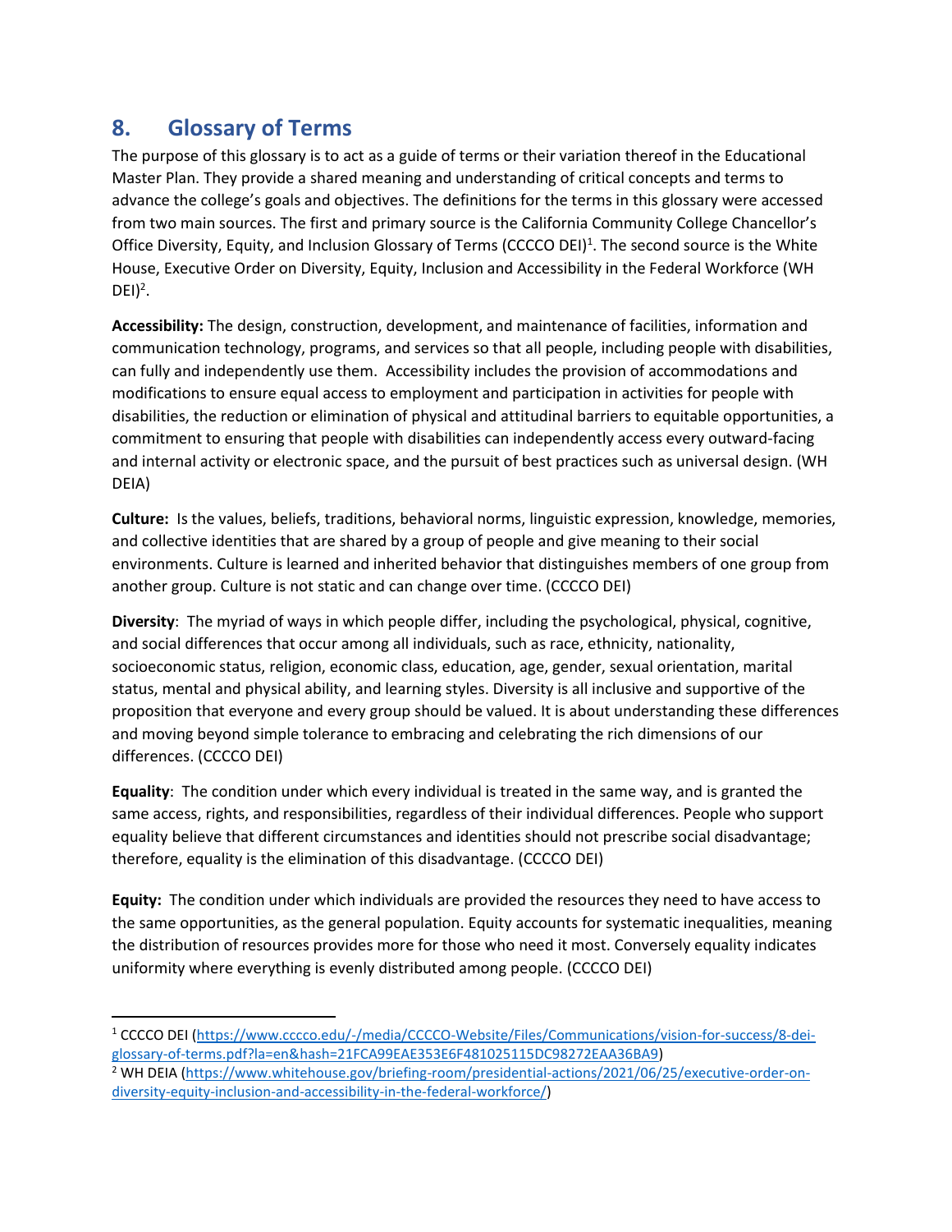## 8. Glossary of Terms

The purpose of this glossary is to act as a guide of terms or their variation thereof in the Educational Master Plan. They provide a shared meaning and understanding of critical concepts and terms to advance the college's goals and objectives. The definitions for the terms in this glossary were accessed from two main sources. The first and primary source is the California Community College Chancellor's Office Diversity, Equity, and Inclusion Glossary of Terms (CCCCO DEI)[1]. The second source is the White House, Executive Order on Diversity, Equity, Inclusion and Accessibility in the Federal Workforce (WH DEI)[2].

**Accessibility:** The design, construction, development, and maintenance of facilities, information and communication technology, programs, and services so that all people, including people with disabilities, can fully and independently use them. Accessibility includes the provision of accommodations and modifications to ensure equal access to employment and participation in activities for people with disabilities, the reduction or elimination of physical and attitudinal barriers to equitable opportunities, a commitment to ensuring that people with disabilities can independently access every outward-facing and internal activity or electronic space, and the pursuit of best practices such as universal design. (WH DEIA)

**Culture:** Is the values, beliefs, traditions, behavioral norms, linguistic expression, knowledge, memories, and collective identities that are shared by a group of people and give meaning to their social environments. Culture is learned and inherited behavior that distinguishes members of one group from another group. Culture is not static and can change over time. (CCCCO DEI)

**Diversity**: The myriad of ways in which people differ, including the psychological, physical, cognitive, and social differences that occur among all individuals, such as race, ethnicity, nationality, socioeconomic status, religion, economic class, education, age, gender, sexual orientation, marital status, mental and physical ability, and learning styles. Diversity is all inclusive and supportive of the proposition that everyone and every group should be valued. It is about understanding these differences and moving beyond simple tolerance to embracing and celebrating the rich dimensions of our differences. (CCCCO DEI)

**Equality**: The condition under which every individual is treated in the same way, and is granted the same access, rights, and responsibilities, regardless of their individual differences. People who support equality believe that different circumstances and identities should not prescribe social disadvantage; therefore, equality is the elimination of this disadvantage. (CCCCO DEI)

**Equity:** The condition under which individuals are provided the resources they need to have access to the same opportunities, as the general population. Equity accounts for systematic inequalities, meaning the distribution of resources provides more for those who need it most. Conversely equality indicates uniformity where everything is evenly distributed among people. (CCCCO DEI)

---

[1] CCCCO DEI (https://www.cccco.edu/-/media/CCCCO-Website/Files/Communications/vision-for-success/8-dei-glossary-of-terms.pdf?la=en&hash=21FCA99EAE353E6F481025115DC98272EAA36BA9)

[2] WH DEIA (https://www.whitehouse.gov/briefing-room/presidential-actions/2021/06/25/executive-order-on-diversity-equity-inclusion-and-accessibility-in-the-federal-workforce/)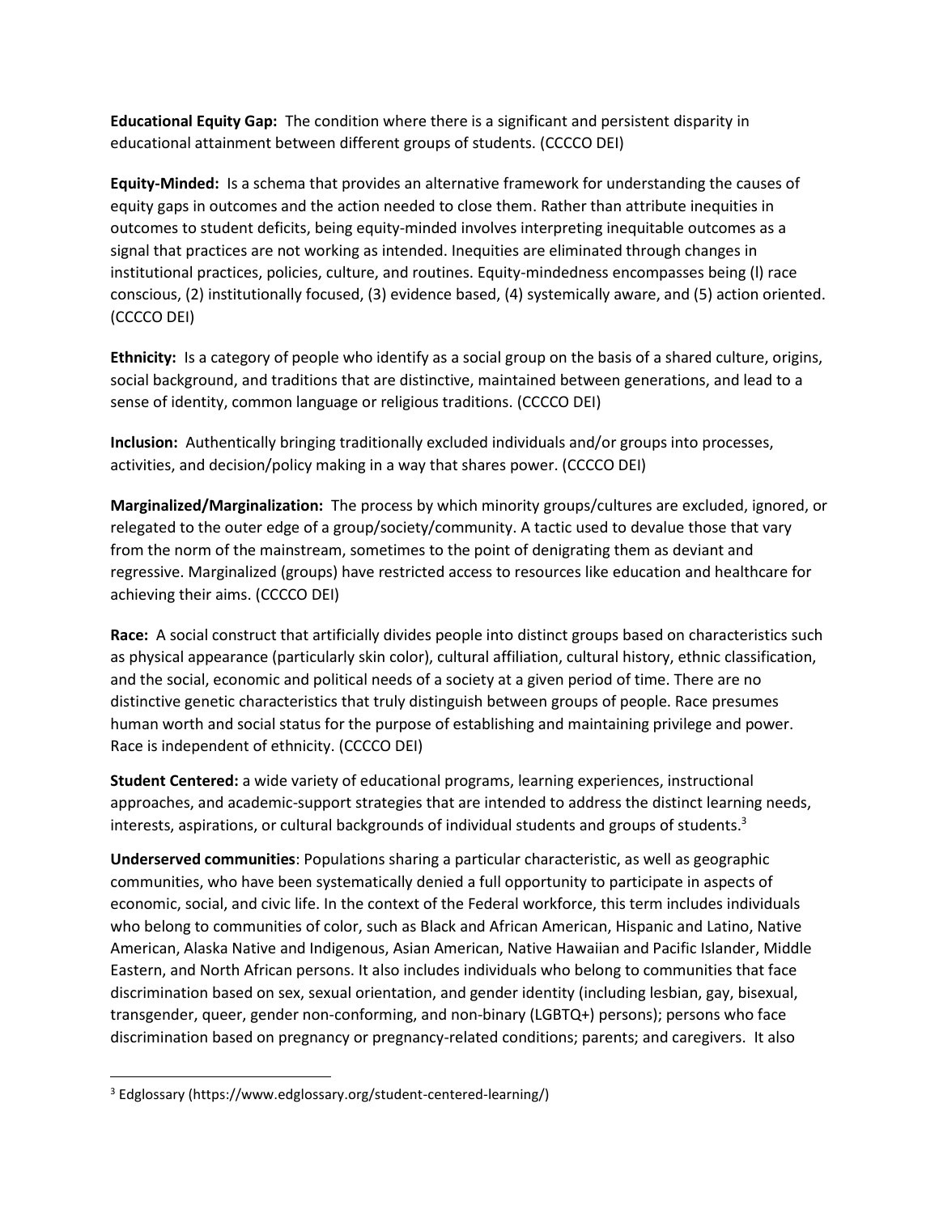**Educational Equity Gap:** The condition where there is a significant and persistent disparity in educational attainment between different groups of students. (CCCCO DEI)

**Equity-Minded:** Is a schema that provides an alternative framework for understanding the causes of equity gaps in outcomes and the action needed to close them. Rather than attribute inequities in outcomes to student deficits, being equity-minded involves interpreting inequitable outcomes as a signal that practices are not working as intended. Inequities are eliminated through changes in institutional practices, policies, culture, and routines. Equity-mindedness encompasses being (l) race conscious, (2) institutionally focused, (3) evidence based, (4) systemically aware, and (5) action oriented. (CCCCO DEI)

**Ethnicity:** Is a category of people who identify as a social group on the basis of a shared culture, origins, social background, and traditions that are distinctive, maintained between generations, and lead to a sense of identity, common language or religious traditions. (CCCCO DEI)

**Inclusion:** Authentically bringing traditionally excluded individuals and/or groups into processes, activities, and decision/policy making in a way that shares power. (CCCCO DEI)

**Marginalized/Marginalization:** The process by which minority groups/cultures are excluded, ignored, or relegated to the outer edge of a group/society/community. A tactic used to devalue those that vary from the norm of the mainstream, sometimes to the point of denigrating them as deviant and regressive. Marginalized (groups) have restricted access to resources like education and healthcare for achieving their aims. (CCCCO DEI)

**Race:** A social construct that artificially divides people into distinct groups based on characteristics such as physical appearance (particularly skin color), cultural affiliation, cultural history, ethnic classification, and the social, economic and political needs of a society at a given period of time. There are no distinctive genetic characteristics that truly distinguish between groups of people. Race presumes human worth and social status for the purpose of establishing and maintaining privilege and power. Race is independent of ethnicity. (CCCCO DEI)

**Student Centered:** a wide variety of educational programs, learning experiences, instructional approaches, and academic-support strategies that are intended to address the distinct learning needs, interests, aspirations, or cultural backgrounds of individual students and groups of students.[3]

**Underserved communities**: Populations sharing a particular characteristic, as well as geographic communities, who have been systematically denied a full opportunity to participate in aspects of economic, social, and civic life. In the context of the Federal workforce, this term includes individuals who belong to communities of color, such as Black and African American, Hispanic and Latino, Native American, Alaska Native and Indigenous, Asian American, Native Hawaiian and Pacific Islander, Middle Eastern, and North African persons. It also includes individuals who belong to communities that face discrimination based on sex, sexual orientation, and gender identity (including lesbian, gay, bisexual, transgender, queer, gender non-conforming, and non-binary (LGBTQ+) persons); persons who face discrimination based on pregnancy or pregnancy-related conditions; parents; and caregivers. It also

[3] Edglossary (https://www.edglossary.org/student-centered-learning/)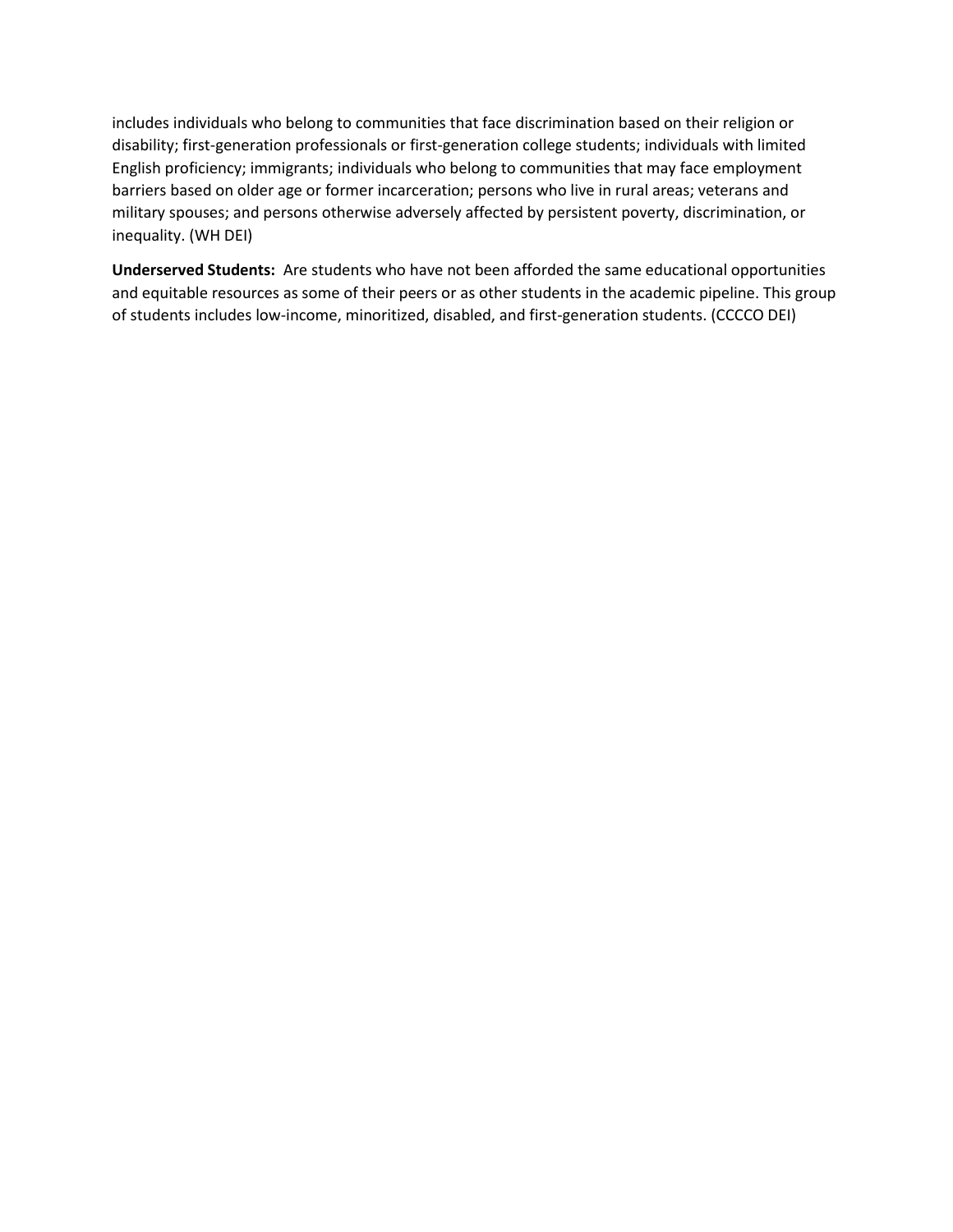includes individuals who belong to communities that face discrimination based on their religion or disability; first-generation professionals or first-generation college students; individuals with limited English proficiency; immigrants; individuals who belong to communities that may face employment barriers based on older age or former incarceration; persons who live in rural areas; veterans and military spouses; and persons otherwise adversely affected by persistent poverty, discrimination, or inequality. (WH DEI)

**Underserved Students:** Are students who have not been afforded the same educational opportunities and equitable resources as some of their peers or as other students in the academic pipeline. This group of students includes low-income, minoritized, disabled, and first-generation students. (CCCCO DEI)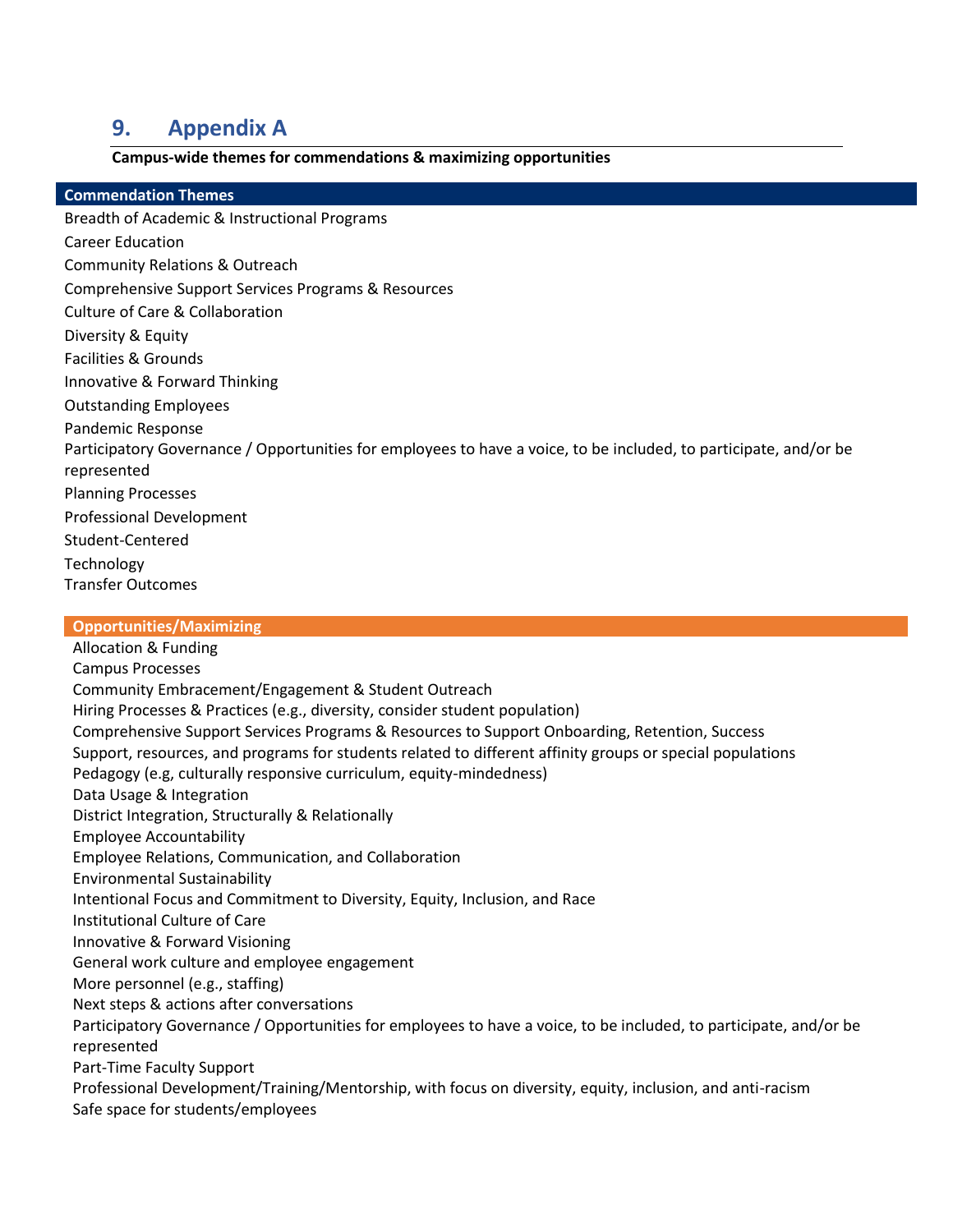## 9. Appendix A

**Campus-wide themes for commendations & maximizing opportunities**

**Commendation Themes**

Breadth of Academic & Instructional Programs
Career Education
Community Relations & Outreach
Comprehensive Support Services Programs & Resources
Culture of Care & Collaboration
Diversity & Equity
Facilities & Grounds
Innovative & Forward Thinking
Outstanding Employees
Pandemic Response
Participatory Governance / Opportunities for employees to have a voice, to be included, to participate, and/or be represented
Planning Processes
Professional Development
Student-Centered
Technology
Transfer Outcomes

**Opportunities/Maximizing**

Allocation & Funding
Campus Processes
Community Embracement/Engagement & Student Outreach
Hiring Processes & Practices (e.g., diversity, consider student population)
Comprehensive Support Services Programs & Resources to Support Onboarding, Retention, Success
Support, resources, and programs for students related to different affinity groups or special populations
Pedagogy (e.g, culturally responsive curriculum, equity-mindedness)
Data Usage & Integration
District Integration, Structurally & Relationally
Employee Accountability
Employee Relations, Communication, and Collaboration
Environmental Sustainability
Intentional Focus and Commitment to Diversity, Equity, Inclusion, and Race
Institutional Culture of Care
Innovative & Forward Visioning
General work culture and employee engagement
More personnel (e.g., staffing)
Next steps & actions after conversations
Participatory Governance / Opportunities for employees to have a voice, to be included, to participate, and/or be represented
Part-Time Faculty Support
Professional Development/Training/Mentorship, with focus on diversity, equity, inclusion, and anti-racism
Safe space for students/employees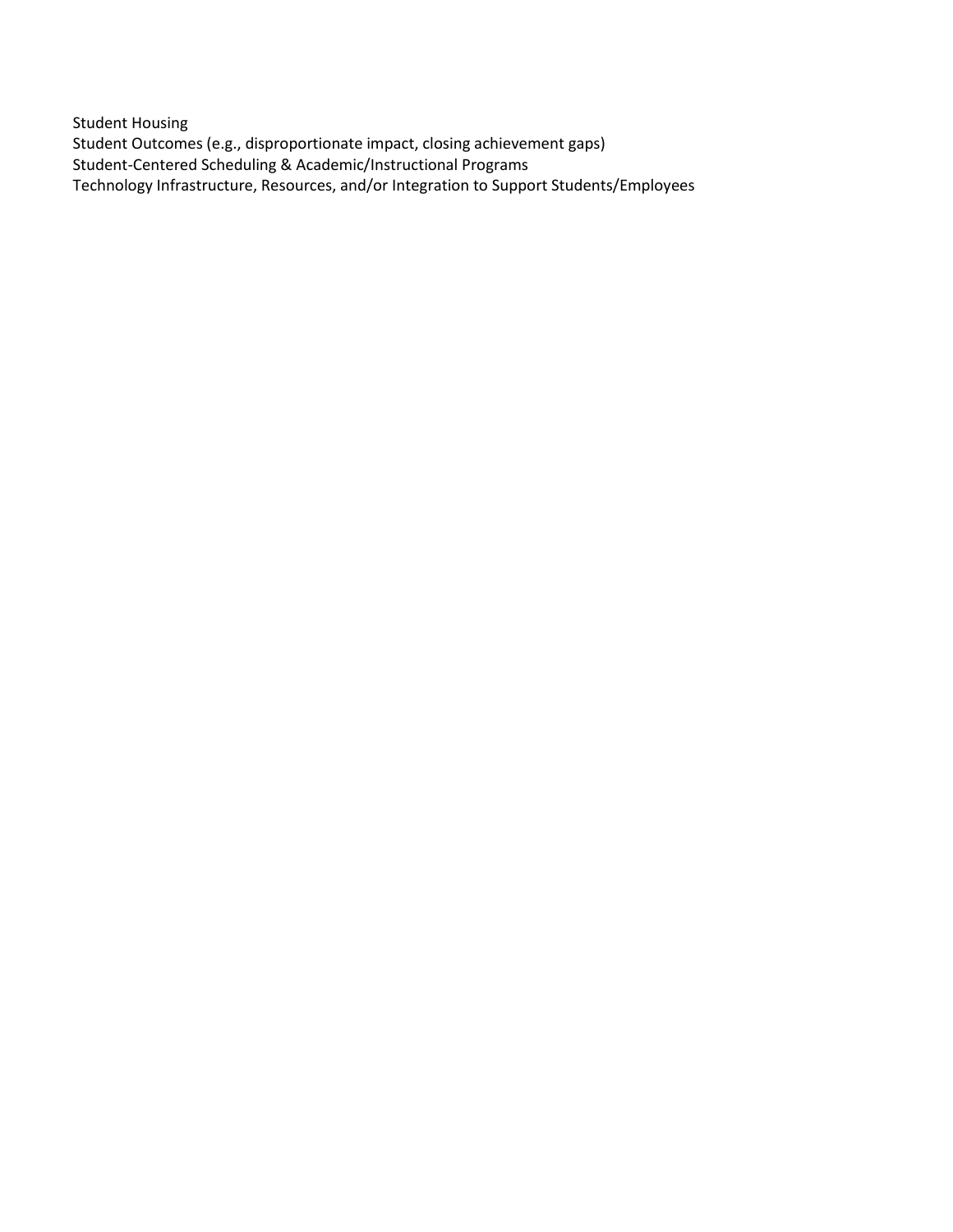Student Housing
Student Outcomes (e.g., disproportionate impact, closing achievement gaps)
Student-Centered Scheduling & Academic/Instructional Programs
Technology Infrastructure, Resources, and/or Integration to Support Students/Employees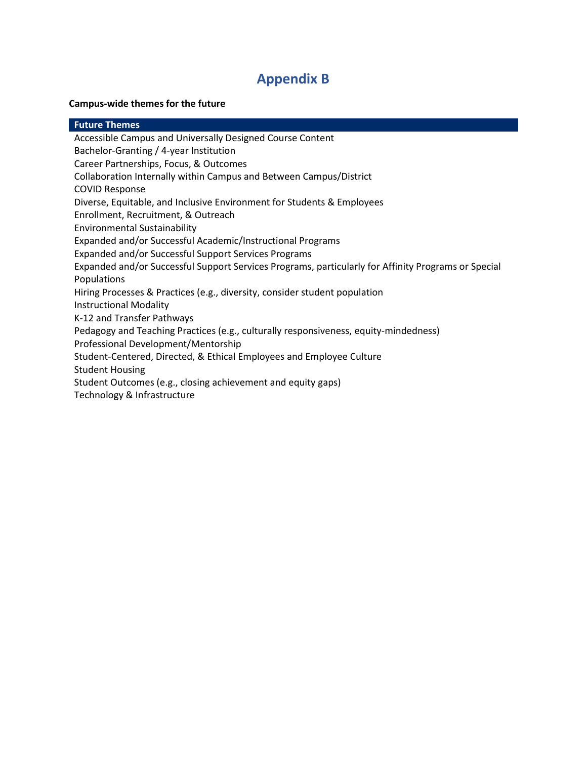# Appendix B

**Campus-wide themes for the future**

| Future Themes |
| --- |
| Accessible Campus and Universally Designed Course Content |
| Bachelor-Granting / 4-year Institution |
| Career Partnerships, Focus, & Outcomes |
| Collaboration Internally within Campus and Between Campus/District |
| COVID Response |
| Diverse, Equitable, and Inclusive Environment for Students & Employees |
| Enrollment, Recruitment, & Outreach |
| Environmental Sustainability |
| Expanded and/or Successful Academic/Instructional Programs |
| Expanded and/or Successful Support Services Programs |
| Expanded and/or Successful Support Services Programs, particularly for Affinity Programs or Special Populations |
| Hiring Processes & Practices (e.g., diversity, consider student population |
| Instructional Modality |
| K-12 and Transfer Pathways |
| Pedagogy and Teaching Practices (e.g., culturally responsiveness, equity-mindedness) |
| Professional Development/Mentorship |
| Student-Centered, Directed, & Ethical Employees and Employee Culture |
| Student Housing |
| Student Outcomes (e.g., closing achievement and equity gaps) |
| Technology & Infrastructure |